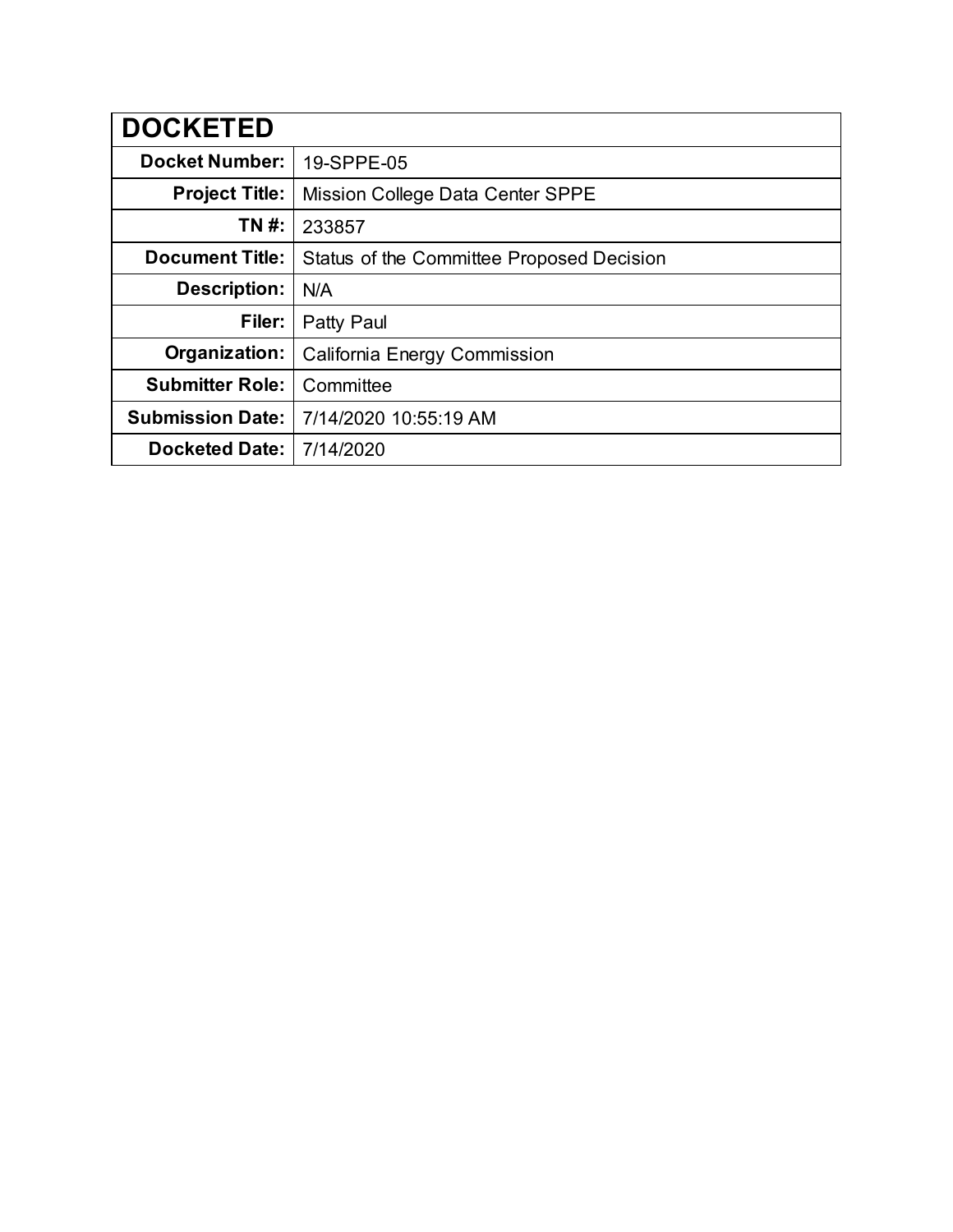| DOCKETED | |
|---|---|
| **Docket Number:** | 19-SPPE-05 |
| **Project Title:** | Mission College Data Center SPPE |
| **TN #:** | 233857 |
| **Document Title:** | Status of the Committee Proposed Decision |
| **Description:** | N/A |
| **Filer:** | Patty Paul |
| **Organization:** | California Energy Commission |
| **Submitter Role:** | Committee |
| **Submission Date:** | 7/14/2020 10:55:19 AM |
| **Docketed Date:** | 7/14/2020 |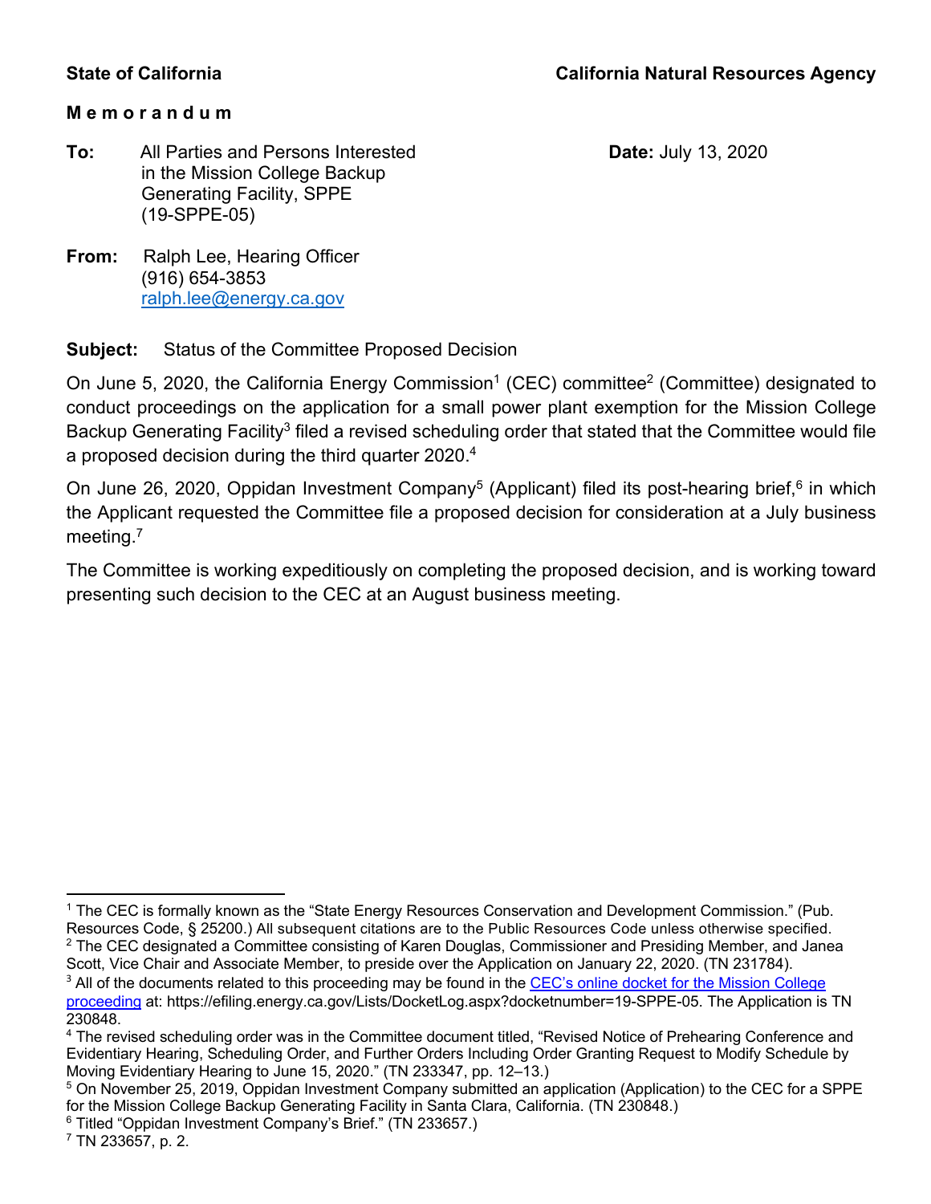**State of California** **California Natural Resources Agency**

**M e m o r a n d u m**

**To:** All Parties and Persons Interested in the Mission College Backup Generating Facility, SPPE (19-SPPE-05)

**Date:** July 13, 2020

**From:** Ralph Lee, Hearing Officer
(916) 654-3853
[ralph.lee@energy.ca.gov](mailto:ralph.lee@energy.ca.gov)

**Subject:** Status of the Committee Proposed Decision

On June 5, 2020, the California Energy Commission[1] (CEC) committee[2] (Committee) designated to conduct proceedings on the application for a small power plant exemption for the Mission College Backup Generating Facility[3] filed a revised scheduling order that stated that the Committee would file a proposed decision during the third quarter 2020.[4]

On June 26, 2020, Oppidan Investment Company[5] (Applicant) filed its post-hearing brief,[6] in which the Applicant requested the Committee file a proposed decision for consideration at a July business meeting.[7]

The Committee is working expeditiously on completing the proposed decision, and is working toward presenting such decision to the CEC at an August business meeting.

---

[1] The CEC is formally known as the "State Energy Resources Conservation and Development Commission." (Pub. Resources Code, § 25200.) All subsequent citations are to the Public Resources Code unless otherwise specified.

[2] The CEC designated a Committee consisting of Karen Douglas, Commissioner and Presiding Member, and Janea Scott, Vice Chair and Associate Member, to preside over the Application on January 22, 2020. (TN 231784).

[3] All of the documents related to this proceeding may be found in the [CEC's online docket for the Mission College proceeding](https://efiling.energy.ca.gov/Lists/DocketLog.aspx?docketnumber=19-SPPE-05) at: https://efiling.energy.ca.gov/Lists/DocketLog.aspx?docketnumber=19-SPPE-05. The Application is TN 230848.

[4] The revised scheduling order was in the Committee document titled, "Revised Notice of Prehearing Conference and Evidentiary Hearing, Scheduling Order, and Further Orders Including Order Granting Request to Modify Schedule by Moving Evidentiary Hearing to June 15, 2020." (TN 233347, pp. 12–13.)

[5] On November 25, 2019, Oppidan Investment Company submitted an application (Application) to the CEC for a SPPE for the Mission College Backup Generating Facility in Santa Clara, California. (TN 230848.)

[6] Titled "Oppidan Investment Company's Brief." (TN 233657.)

[7] TN 233657, p. 2.